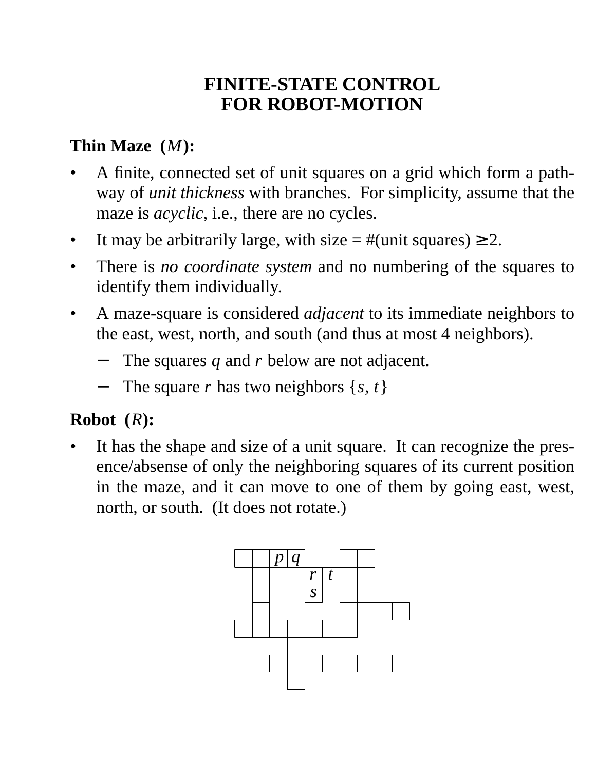# FINITE-STATE CONTROL FOR ROBOT-MOTION

**Thin Maze (*M*):**

- A finite, connected set of unit squares on a grid which form a pathway of *unit thickness* with branches. For simplicity, assume that the maze is *acyclic*, i.e., there are no cycles.
- It may be arbitrarily large, with size = #(unit squares) $\geq 2$.
- There is *no coordinate system* and no numbering of the squares to identify them individually.
- A maze-square is considered *adjacent* to its immediate neighbors to the east, west, north, and south (and thus at most 4 neighbors).
  - The squares $q$ and $r$ below are not adjacent.
  - The square $r$ has two neighbors $\{s, t\}$

**Robot (*R*):**

- It has the shape and size of a unit square. It can recognize the presence/absense of only the neighboring squares of its current position in the maze, and it can move to one of them by going east, west, north, or south. (It does not rotate.)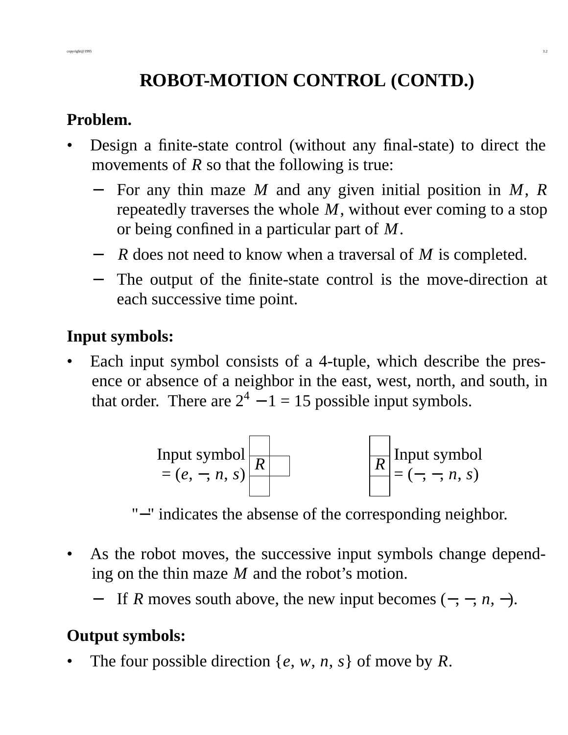# ROBOT-MOTION CONTROL (CONTD.)

**Problem.**

- Design a finite-state control (without any final-state) to direct the movements of $R$ so that the following is true:
  - For any thin maze $M$ and any given initial position in $M$, $R$ repeatedly traverses the whole $M$, without ever coming to a stop or being confined in a particular part of $M$.
  - $R$ does not need to know when a traversal of $M$ is completed.
  - The output of the finite-state control is the move-direction at each successive time point.

**Input symbols:**

- Each input symbol consists of a 4-tuple, which describe the presence or absence of a neighbor in the east, west, north, and south, in that order. There are $2^4 - 1 = 15$ possible input symbols.

Input symbol = $(e, -, n, s)$ &nbsp;&nbsp;&nbsp;&nbsp;&nbsp;&nbsp;&nbsp;&nbsp; Input symbol = $(-, -, n, s)$

"$-$" indicates the absense of the corresponding neighbor.

- As the robot moves, the successive input symbols change depending on the thin maze $M$ and the robot's motion.
  - If $R$ moves south above, the new input becomes $(-, -, n, -)$.

**Output symbols:**

- The four possible direction $\{e, w, n, s\}$ of move by $R$.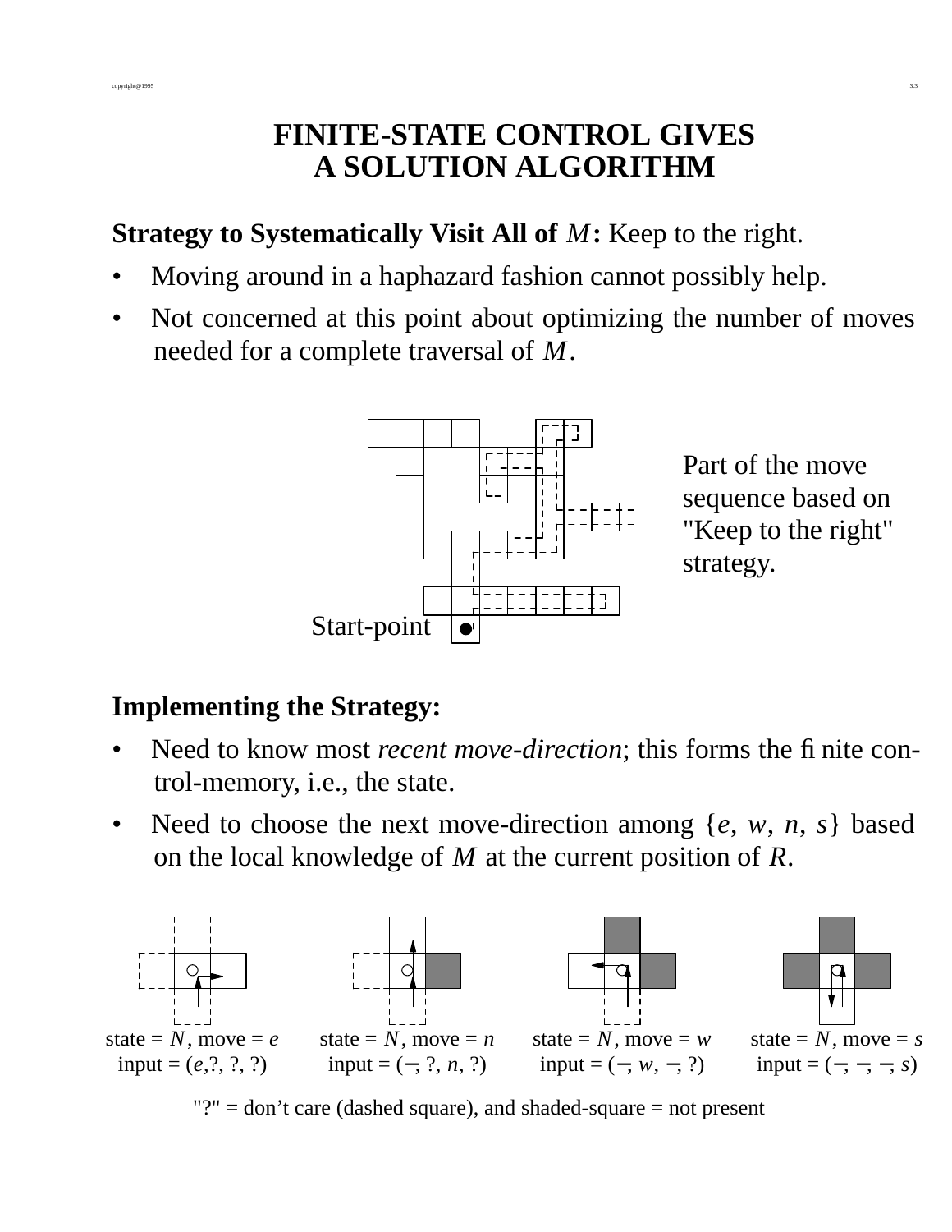# FINITE-STATE CONTROL GIVES A SOLUTION ALGORITHM

**Strategy to Systematically Visit All of $M$:** Keep to the right.

- Moving around in a haphazard fashion cannot possibly help.
- Not concerned at this point about optimizing the number of moves needed for a complete traversal of $M$.

Start-point

Part of the move sequence based on "Keep to the right" strategy.

**Implementing the Strategy:**

- Need to know most *recent move-direction*; this forms the finite control-memory, i.e., the state.
- Need to choose the next move-direction among $\{e, w, n, s\}$ based on the local knowledge of $M$ at the current position of $R$.

state = $N$, move = $e$
input = ($e$,?, ?, ?)

state = $N$, move = $n$
input = (—, ?, $n$, ?)

state = $N$, move = $w$
input = (—, $w$, —, ?)

state = $N$, move = $s$
input = (—, —, —, $s$)

"?" = don't care (dashed square), and shaded-square = not present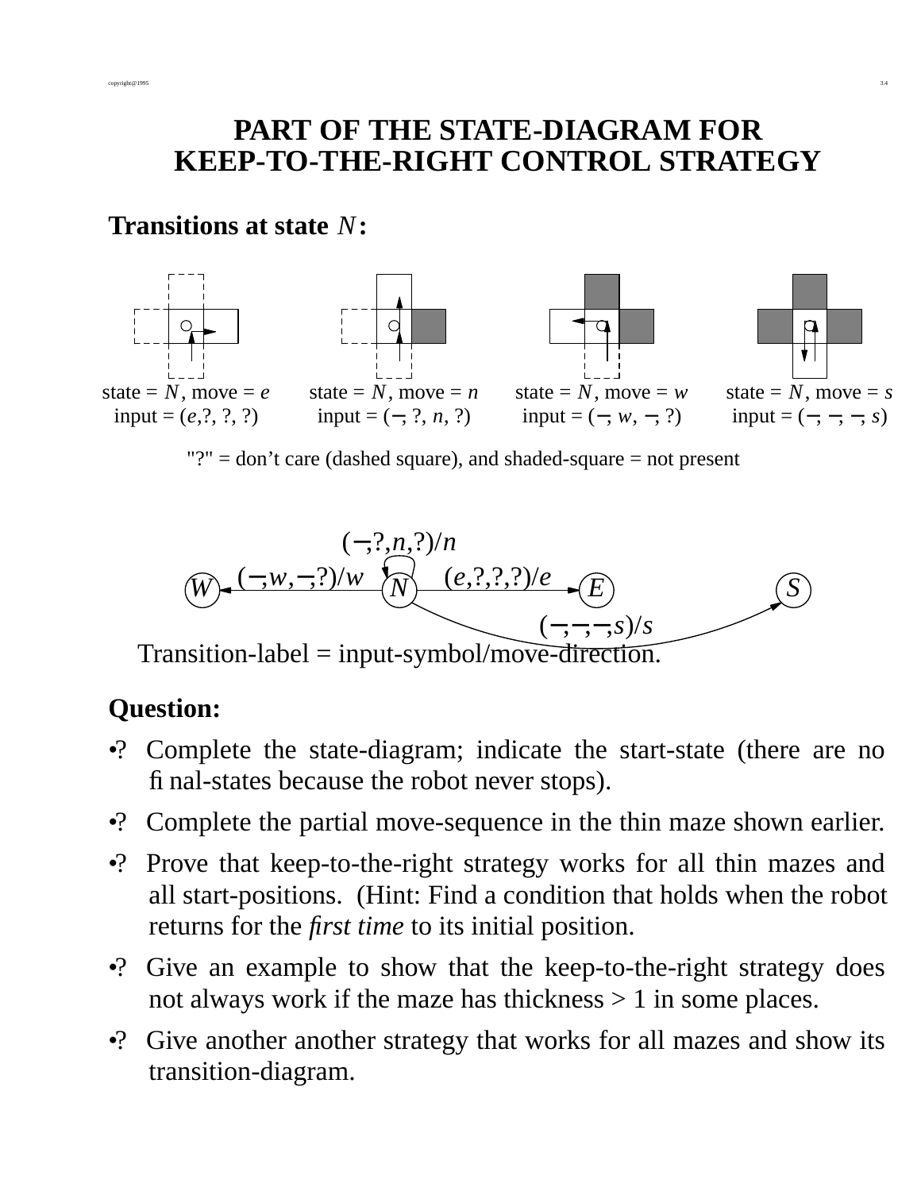# PART OF THE STATE-DIAGRAM FOR KEEP-TO-THE-RIGHT CONTROL STRATEGY

**Transitions at state $N$:**

| state = $N$, move = $e$ | state = $N$, move = $n$ | state = $N$, move = $w$ | state = $N$, move = $s$ |
|---|---|---|---|
| input = ($e$,?, ?, ?) | input = ($\neg$, ?, $n$, ?) | input = ($\neg$, $w$, $\neg$, ?) | input = ($\neg$, $\neg$, $\neg$, $s$) |

"?" = don't care (dashed square), and shaded-square = not present

($\neg$,?,$n$,?)/$n$

($\neg$,$w$,$\neg$,?)/$w$ &nbsp;&nbsp; ($e$,?,?,?)/$e$

$W$ &nbsp; $N$ &nbsp; $E$ &nbsp; $S$

($\neg$,$\neg$,$\neg$,$s$)/$s$

Transition-label = input-symbol/move-direction.

**Question:**

- ? Complete the state-diagram; indicate the start-state (there are no final-states because the robot never stops).
- ? Complete the partial move-sequence in the thin maze shown earlier.
- ? Prove that keep-to-the-right strategy works for all thin mazes and all start-positions. (Hint: Find a condition that holds when the robot returns for the *first time* to its initial position.
- ? Give an example to show that the keep-to-the-right strategy does not always work if the maze has thickness > 1 in some places.
- ? Give another another strategy that works for all mazes and show its transition-diagram.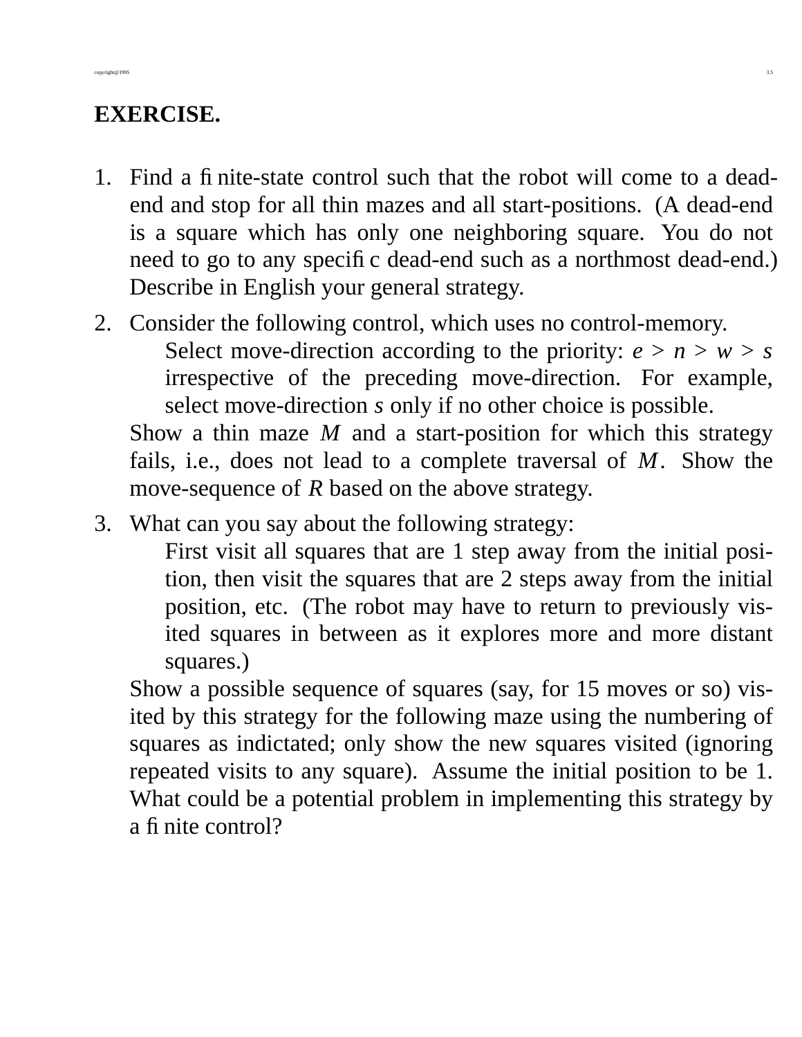## EXERCISE.

1. Find a finite-state control such that the robot will come to a dead-end and stop for all thin mazes and all start-positions. (A dead-end is a square which has only one neighboring square. You do not need to go to any specific dead-end such as a northmost dead-end.) Describe in English your general strategy.

2. Consider the following control, which uses no control-memory.

   Select move-direction according to the priority: $e > n > w > s$ irrespective of the preceding move-direction. For example, select move-direction $s$ only if no other choice is possible.

   Show a thin maze $M$ and a start-position for which this strategy fails, i.e., does not lead to a complete traversal of $M$. Show the move-sequence of $R$ based on the above strategy.

3. What can you say about the following strategy:

   First visit all squares that are 1 step away from the initial position, then visit the squares that are 2 steps away from the initial position, etc. (The robot may have to return to previously visited squares in between as it explores more and more distant squares.)

   Show a possible sequence of squares (say, for 15 moves or so) visited by this strategy for the following maze using the numbering of squares as indictated; only show the new squares visited (ignoring repeated visits to any square). Assume the initial position to be 1. What could be a potential problem in implementing this strategy by a finite control?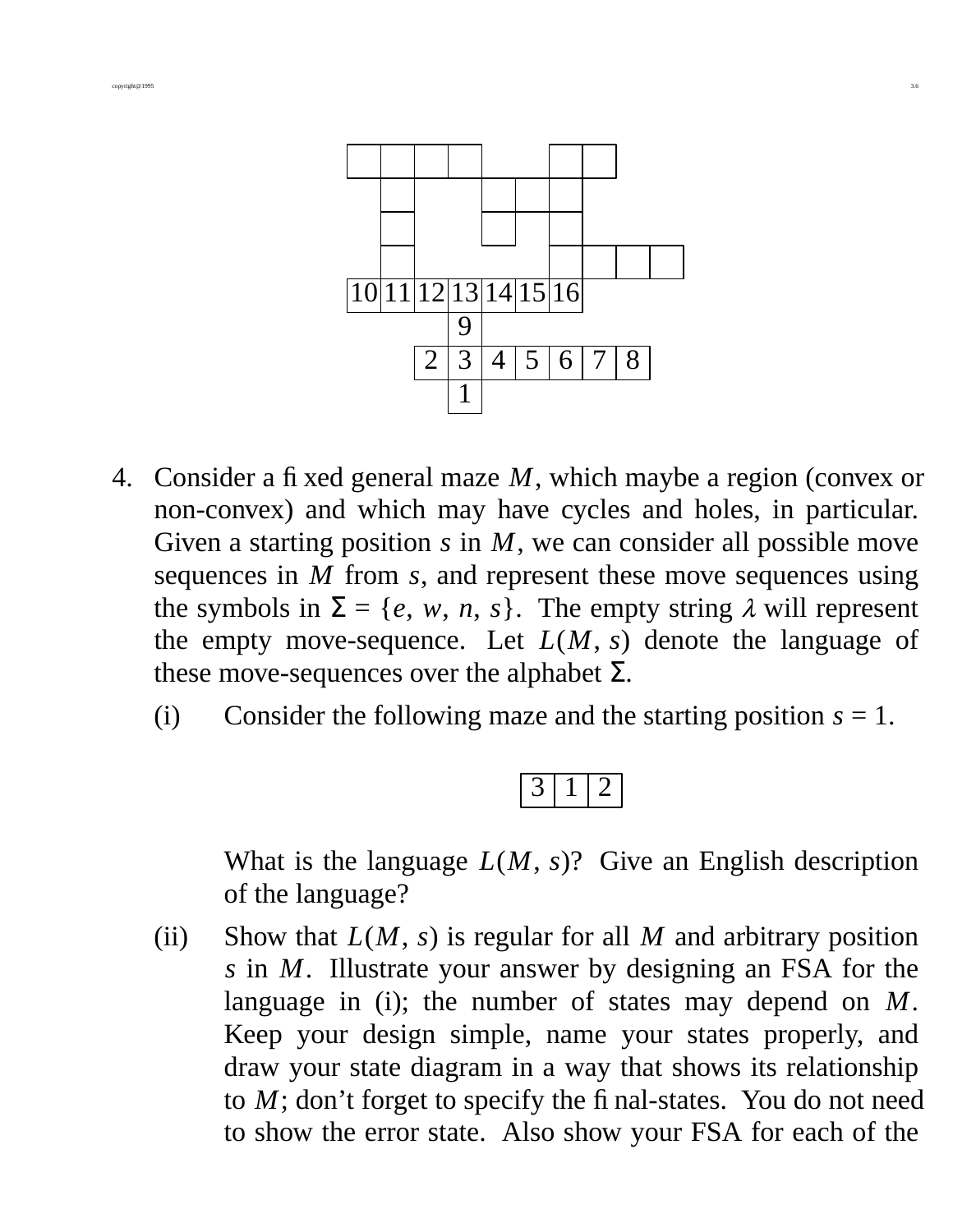| 10 | 11 | 12 | 13 | 14 | 15 | 16 |
|---|---|---|---|---|---|---|
| | | | 9 | | | |

| 2 | 3 | 4 | 5 | 6 | 7 | 8 |
|---|---|---|---|---|---|---|
| | 1 | | | | | |

4. Consider a fixed general maze $M$, which maybe a region (convex or non-convex) and which may have cycles and holes, in particular. Given a starting position $s$ in $M$, we can consider all possible move sequences in $M$ from $s$, and represent these move sequences using the symbols in $\Sigma = \{e, w, n, s\}$. The empty string $\lambda$ will represent the empty move-sequence. Let $L(M, s)$ denote the language of these move-sequences over the alphabet $\Sigma$.

   (i) Consider the following maze and the starting position $s = 1$.

   | 3 | 1 | 2 |
   |---|---|---|

   What is the language $L(M, s)$? Give an English description of the language?

   (ii) Show that $L(M, s)$ is regular for all $M$ and arbitrary position $s$ in $M$. Illustrate your answer by designing an FSA for the language in (i); the number of states may depend on $M$. Keep your design simple, name your states properly, and draw your state diagram in a way that shows its relationship to $M$; don't forget to specify the final-states. You do not need to show the error state. Also show your FSA for each of the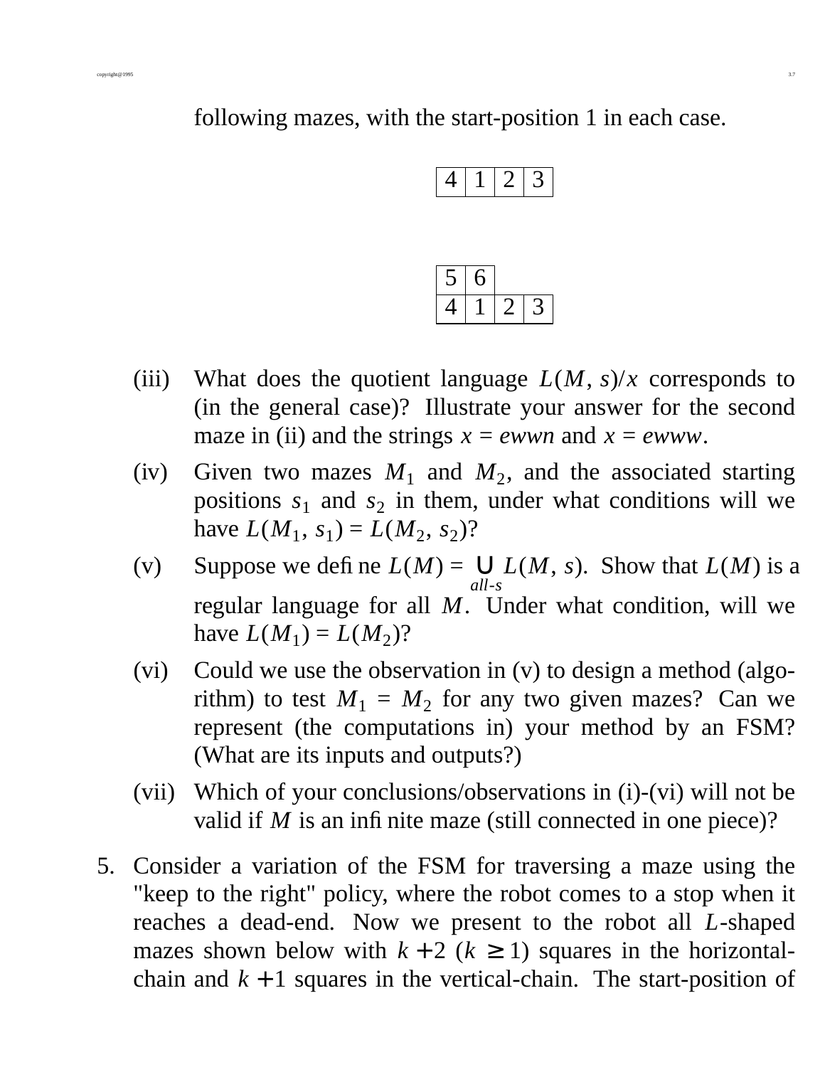following mazes, with the start-position 1 in each case.

| 4 | 1 | 2 | 3 |
|---|---|---|---|

| 5 | 6 | | |
|---|---|---|---|
| 4 | 1 | 2 | 3 |

(iii) What does the quotient language $L(M, s)/x$ corresponds to (in the general case)? Illustrate your answer for the second maze in (ii) and the strings $x = ewwn$ and $x = ewww$.

(iv) Given two mazes $M_1$ and $M_2$, and the associated starting positions $s_1$ and $s_2$ in them, under what conditions will we have $L(M_1, s_1) = L(M_2, s_2)$?

(v) Suppose we define $L(M) = \bigcup_{all\text{-}s} L(M, s)$. Show that $L(M)$ is a regular language for all $M$. Under what condition, will we have $L(M_1) = L(M_2)$?

(vi) Could we use the observation in (v) to design a method (algorithm) to test $M_1 = M_2$ for any two given mazes? Can we represent (the computations in) your method by an FSM? (What are its inputs and outputs?)

(vii) Which of your conclusions/observations in (i)-(vi) will not be valid if $M$ is an infinite maze (still connected in one piece)?

5. Consider a variation of the FSM for traversing a maze using the "keep to the right" policy, where the robot comes to a stop when it reaches a dead-end. Now we present to the robot all $L$-shaped mazes shown below with $k+2$ ($k \geq 1$) squares in the horizontal-chain and $k+1$ squares in the vertical-chain. The start-position of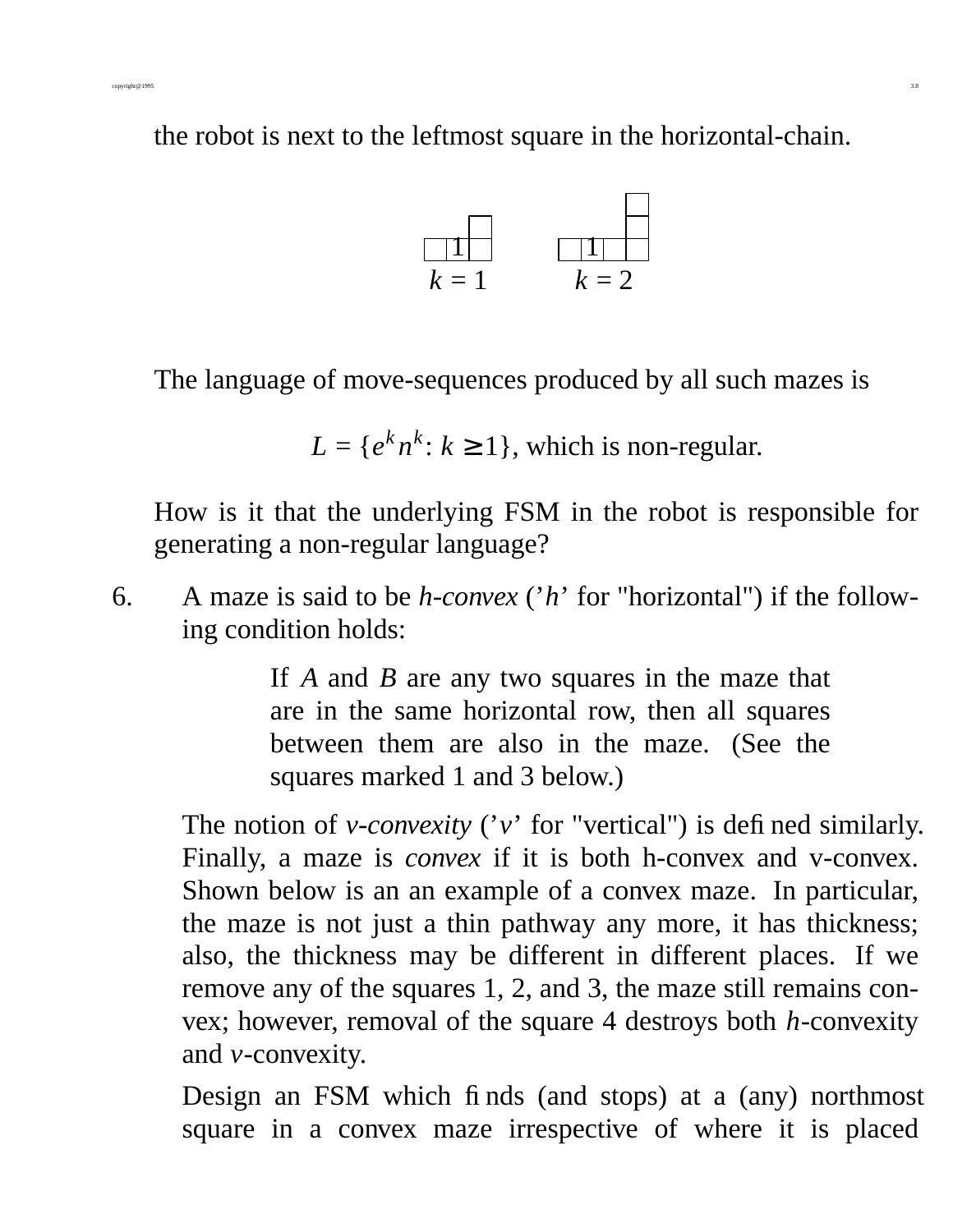the robot is next to the leftmost square in the horizontal-chain.

$k = 1$ $\quad\quad$ $k = 2$

The language of move-sequences produced by all such mazes is

$$L = \{e^k n^k : k \geq 1\}, \text{ which is non-regular.}$$

How is it that the underlying FSM in the robot is responsible for generating a non-regular language?

6. A maze is said to be *h-convex* ('*h*' for "horizontal") if the following condition holds:

   > If $A$ and $B$ are any two squares in the maze that are in the same horizontal row, then all squares between them are also in the maze. (See the squares marked 1 and 3 below.)

   The notion of *v-convexity* ('*v*' for "vertical") is defined similarly. Finally, a maze is *convex* if it is both h-convex and v-convex. Shown below is an an example of a convex maze. In particular, the maze is not just a thin pathway any more, it has thickness; also, the thickness may be different in different places. If we remove any of the squares 1, 2, and 3, the maze still remains convex; however, removal of the square 4 destroys both *h*-convexity and *v*-convexity.

   Design an FSM which finds (and stops) at a (any) northmost square in a convex maze irrespective of where it is placed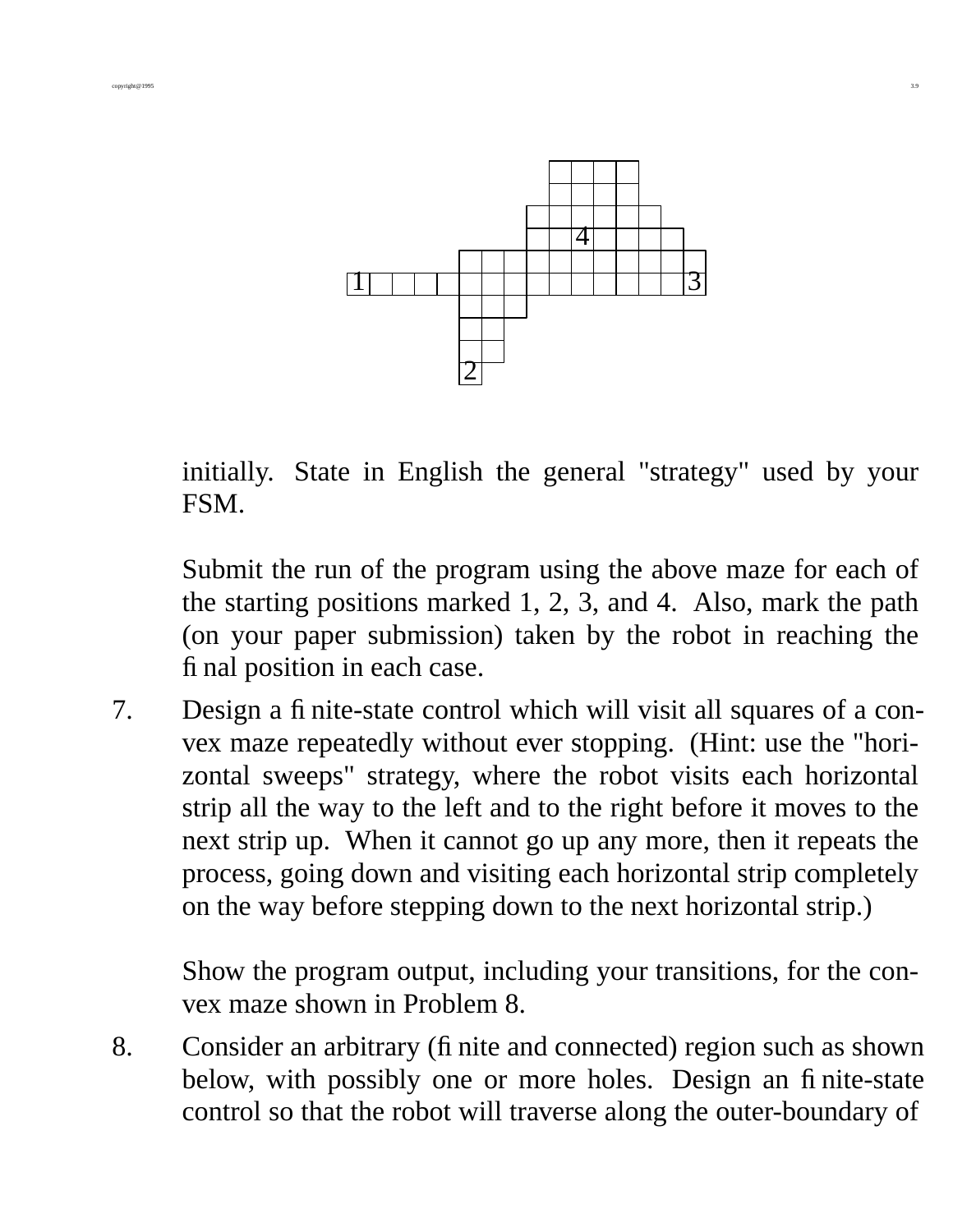initially. State in English the general "strategy" used by your FSM.

Submit the run of the program using the above maze for each of the starting positions marked 1, 2, 3, and 4. Also, mark the path (on your paper submission) taken by the robot in reaching the final position in each case.

7. Design a finite-state control which will visit all squares of a convex maze repeatedly without ever stopping. (Hint: use the "horizontal sweeps" strategy, where the robot visits each horizontal strip all the way to the left and to the right before it moves to the next strip up. When it cannot go up any more, then it repeats the process, going down and visiting each horizontal strip completely on the way before stepping down to the next horizontal strip.)

   Show the program output, including your transitions, for the convex maze shown in Problem 8.

8. Consider an arbitrary (finite and connected) region such as shown below, with possibly one or more holes. Design an finite-state control so that the robot will traverse along the outer-boundary of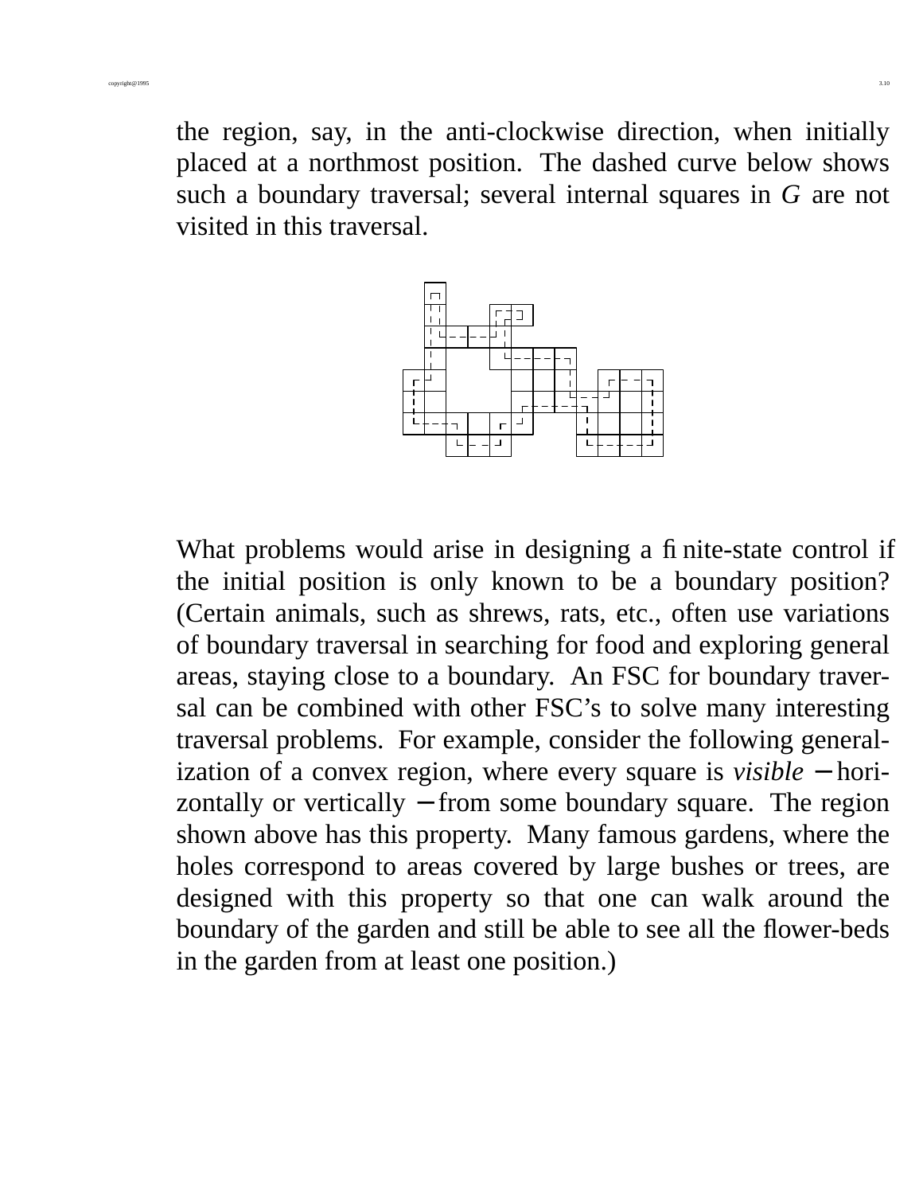the region, say, in the anti-clockwise direction, when initially placed at a northmost position. The dashed curve below shows such a boundary traversal; several internal squares in *G* are not visited in this traversal.

What problems would arise in designing a finite-state control if the initial position is only known to be a boundary position? (Certain animals, such as shrews, rats, etc., often use variations of boundary traversal in searching for food and exploring general areas, staying close to a boundary. An FSC for boundary traversal can be combined with other FSC's to solve many interesting traversal problems. For example, consider the following generalization of a convex region, where every square is *visible* − horizontally or vertically − from some boundary square. The region shown above has this property. Many famous gardens, where the holes correspond to areas covered by large bushes or trees, are designed with this property so that one can walk around the boundary of the garden and still be able to see all the flower-beds in the garden from at least one position.)